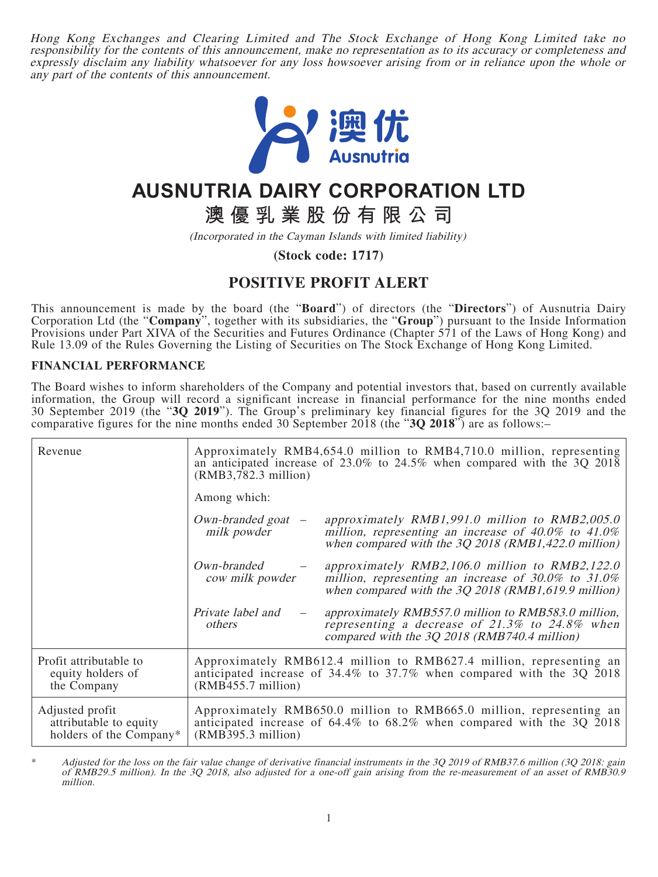*Hong Kong Exchanges and Clearing Limited and The Stock Exchange of Hong Kong Limited take no responsibility for the contents of this announcement, make no representation as to its accuracy or completeness and expressly disclaim any liability whatsoever for any loss howsoever arising from or in reliance upon the whole or any part of the contents of this announcement.*

澳优 Ausnutria

# AUSNUTRIA DAIRY CORPORATION LTD

# 澳優乳業股份有限公司

*(Incorporated in the Cayman Islands with limited liability)*

**(Stock code: 1717)**

## POSITIVE PROFIT ALERT

This announcement is made by the board (the "**Board**") of directors (the "**Directors**") of Ausnutria Dairy Corporation Ltd (the "**Company**", together with its subsidiaries, the "**Group**") pursuant to the Inside Information Provisions under Part XIVA of the Securities and Futures Ordinance (Chapter 571 of the Laws of Hong Kong) and Rule 13.09 of the Rules Governing the Listing of Securities on The Stock Exchange of Hong Kong Limited.

### FINANCIAL PERFORMANCE

The Board wishes to inform shareholders of the Company and potential investors that, based on currently available information, the Group will record a significant increase in financial performance for the nine months ended 30 September 2019 (the "**3Q 2019**"). The Group's preliminary key financial figures for the 3Q 2019 and the comparative figures for the nine months ended 30 September 2018 (the "**3Q 2018**") are as follows:–

| | | |
|---|---|---|
| Revenue | Approximately RMB4,654.0 million to RMB4,710.0 million, representing an anticipated increase of 23.0% to 24.5% when compared with the 3Q 2018 (RMB3,782.3 million) | |
| | Among which: | |
| | *Own-branded goat milk powder* – | *approximately RMB1,991.0 million to RMB2,005.0 million, representing an increase of 40.0% to 41.0% when compared with the 3Q 2018 (RMB1,422.0 million)* |
| | *Own-branded cow milk powder* – | *approximately RMB2,106.0 million to RMB2,122.0 million, representing an increase of 30.0% to 31.0% when compared with the 3Q 2018 (RMB1,619.9 million)* |
| | *Private label and others* – | *approximately RMB557.0 million to RMB583.0 million, representing a decrease of 21.3% to 24.8% when compared with the 3Q 2018 (RMB740.4 million)* |
| Profit attributable to equity holders of the Company | Approximately RMB612.4 million to RMB627.4 million, representing an anticipated increase of 34.4% to 37.7% when compared with the 3Q 2018 (RMB455.7 million) | |
| Adjusted profit attributable to equity holders of the Company* | Approximately RMB650.0 million to RMB665.0 million, representing an anticipated increase of 64.4% to 68.2% when compared with the 3Q 2018 (RMB395.3 million) | |

\* *Adjusted for the loss on the fair value change of derivative financial instruments in the 3Q 2019 of RMB37.6 million (3Q 2018: gain of RMB29.5 million). In the 3Q 2018, also adjusted for a one-off gain arising from the re-measurement of an asset of RMB30.9 million.*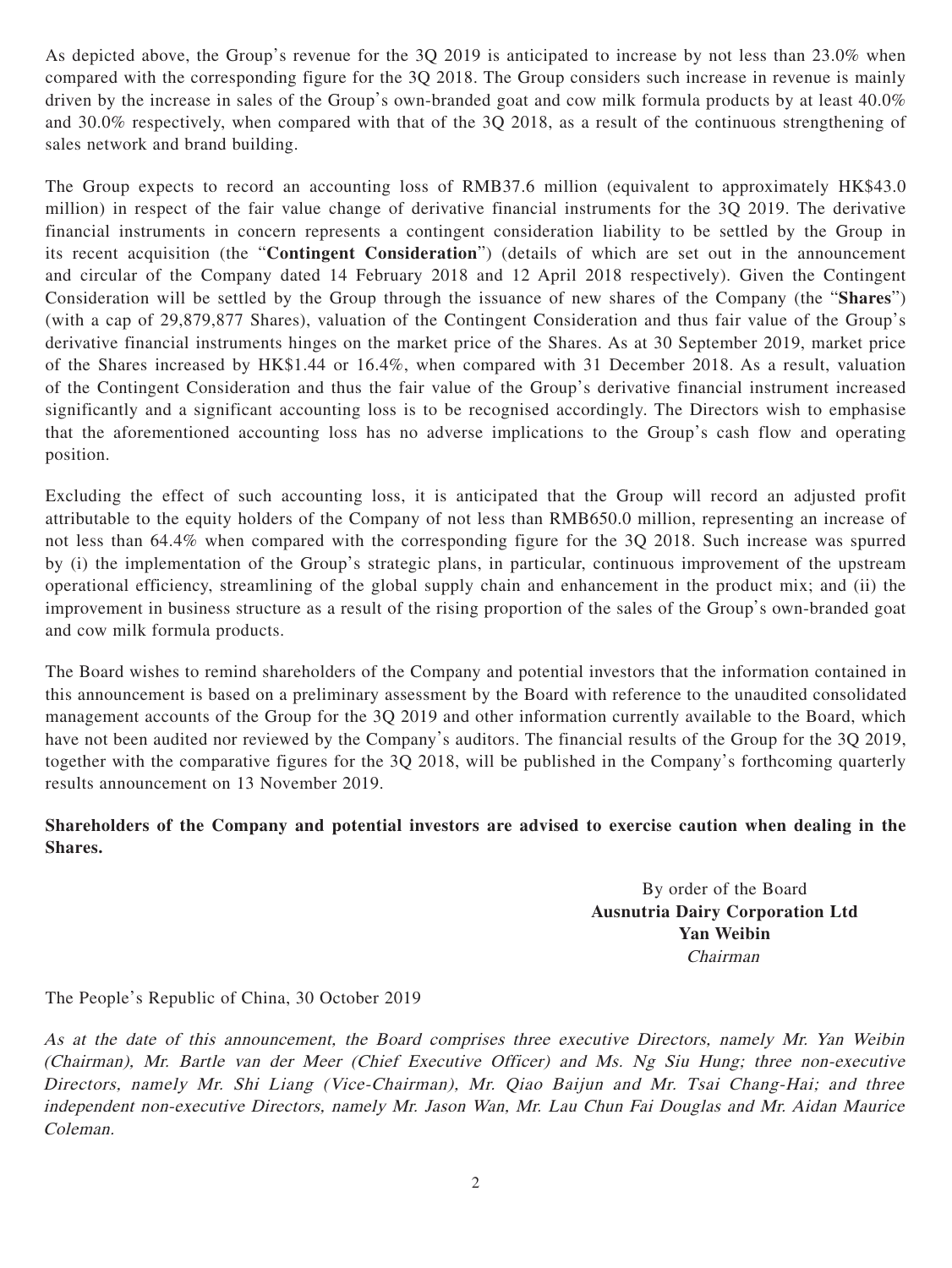As depicted above, the Group's revenue for the 3Q 2019 is anticipated to increase by not less than 23.0% when compared with the corresponding figure for the 3Q 2018. The Group considers such increase in revenue is mainly driven by the increase in sales of the Group's own-branded goat and cow milk formula products by at least 40.0% and 30.0% respectively, when compared with that of the 3Q 2018, as a result of the continuous strengthening of sales network and brand building.

The Group expects to record an accounting loss of RMB37.6 million (equivalent to approximately HK$43.0 million) in respect of the fair value change of derivative financial instruments for the 3Q 2019. The derivative financial instruments in concern represents a contingent consideration liability to be settled by the Group in its recent acquisition (the "**Contingent Consideration**") (details of which are set out in the announcement and circular of the Company dated 14 February 2018 and 12 April 2018 respectively). Given the Contingent Consideration will be settled by the Group through the issuance of new shares of the Company (the "**Shares**") (with a cap of 29,879,877 Shares), valuation of the Contingent Consideration and thus fair value of the Group's derivative financial instruments hinges on the market price of the Shares. As at 30 September 2019, market price of the Shares increased by HK$1.44 or 16.4%, when compared with 31 December 2018. As a result, valuation of the Contingent Consideration and thus the fair value of the Group's derivative financial instrument increased significantly and a significant accounting loss is to be recognised accordingly. The Directors wish to emphasise that the aforementioned accounting loss has no adverse implications to the Group's cash flow and operating position.

Excluding the effect of such accounting loss, it is anticipated that the Group will record an adjusted profit attributable to the equity holders of the Company of not less than RMB650.0 million, representing an increase of not less than 64.4% when compared with the corresponding figure for the 3Q 2018. Such increase was spurred by (i) the implementation of the Group's strategic plans, in particular, continuous improvement of the upstream operational efficiency, streamlining of the global supply chain and enhancement in the product mix; and (ii) the improvement in business structure as a result of the rising proportion of the sales of the Group's own-branded goat and cow milk formula products.

The Board wishes to remind shareholders of the Company and potential investors that the information contained in this announcement is based on a preliminary assessment by the Board with reference to the unaudited consolidated management accounts of the Group for the 3Q 2019 and other information currently available to the Board, which have not been audited nor reviewed by the Company's auditors. The financial results of the Group for the 3Q 2019, together with the comparative figures for the 3Q 2018, will be published in the Company's forthcoming quarterly results announcement on 13 November 2019.

**Shareholders of the Company and potential investors are advised to exercise caution when dealing in the Shares.**

By order of the Board
**Ausnutria Dairy Corporation Ltd**
**Yan Weibin**
*Chairman*

The People's Republic of China, 30 October 2019

*As at the date of this announcement, the Board comprises three executive Directors, namely Mr. Yan Weibin (Chairman), Mr. Bartle van der Meer (Chief Executive Officer) and Ms. Ng Siu Hung; three non-executive Directors, namely Mr. Shi Liang (Vice-Chairman), Mr. Qiao Baijun and Mr. Tsai Chang-Hai; and three independent non-executive Directors, namely Mr. Jason Wan, Mr. Lau Chun Fai Douglas and Mr. Aidan Maurice Coleman.*